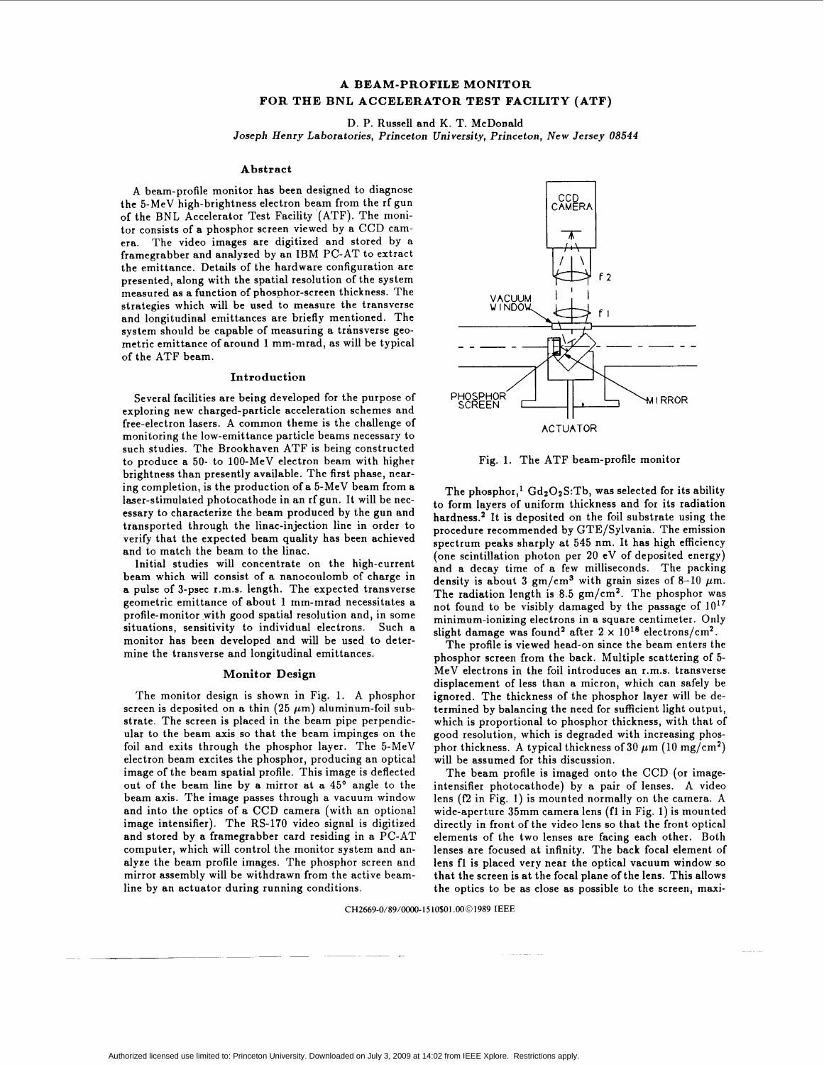# A BEAM-PROFILE MONITOR FOR THE BNL ACCELERATOR TEST FACILITY (ATF)

D. P. Russell and K. T. McDonald

*Joseph Henry Laboratories, Princeton University, Princeton, New Jersey 08544*

## Abstract

A beam-profile monitor has been designed to diagnose the 5-MeV high-brightness electron beam from the rf gun of the BNL Accelerator Test Facility (ATF). The monitor consists of a phosphor screen viewed by a CCD camera. The video images are digitized and stored by a framegrabber and analyzed by an IBM PC-AT to extract the emittance. Details of the hardware configuration are presented, along with the spatial resolution of the system measured as a function of phosphor-screen thickness. The strategies which will be used to measure the transverse and longitudinal emittances are briefly mentioned. The system should be capable of measuring a transverse geometric emittance of around 1 mm-mrad, as will be typical of the ATF beam.

## Introduction

Several facilities are being developed for the purpose of exploring new charged-particle acceleration schemes and free-electron lasers. A common theme is the challenge of monitoring the low-emittance particle beams necessary to such studies. The Brookhaven ATF is being constructed to produce a 50- to 100-MeV electron beam with higher brightness than presently available. The first phase, nearing completion, is the production of a 5-MeV beam from a laser-stimulated photocathode in an rf gun. It will be necessary to characterize the beam produced by the gun and transported through the linac-injection line in order to verify that the expected beam quality has been achieved and to match the beam to the linac.

Initial studies will concentrate on the high-current beam which will consist of a nanocoulomb of charge in a pulse of 3-psec r.m.s. length. The expected transverse geometric emittance of about 1 mm-mrad necessitates a profile-monitor with good spatial resolution and, in some situations, sensitivity to individual electrons. Such a monitor has been developed and will be used to determine the transverse and longitudinal emittances.

## Monitor Design

The monitor design is shown in Fig. 1. A phosphor screen is deposited on a thin (25 $\mu$m) aluminum-foil substrate. The screen is placed in the beam pipe perpendicular to the beam axis so that the beam impinges on the foil and exits through the phosphor layer. The 5-MeV electron beam excites the phosphor, producing an optical image of the beam spatial profile. This image is deflected out of the beam line by a mirror at a 45° angle to the beam axis. The image passes through a vacuum window and into the optics of a CCD camera (with an optional image intensifier). The RS-170 video signal is digitized and stored by a framegrabber card residing in a PC-AT computer, which will control the monitor system and analyze the beam profile images. The phosphor screen and mirror assembly will be withdrawn from the active beamline by an actuator during running conditions.

Fig. 1. The ATF beam-profile monitor

The phosphor,[1] $Gd_2O_2S$:Tb, was selected for its ability to form layers of uniform thickness and for its radiation hardness.[2] It is deposited on the foil substrate using the procedure recommended by GTE/Sylvania. The emission spectrum peaks sharply at 545 nm. It has high efficiency (one scintillation photon per 20 eV of deposited energy) and a decay time of a few milliseconds. The packing density is about 3 gm/cm$^3$ with grain sizes of 8–10 $\mu$m. The radiation length is 8.5 gm/cm$^2$. The phosphor was not found to be visibly damaged by the passage of $10^{17}$ minimum-ionizing electrons in a square centimeter. Only slight damage was found[2] after $2 \times 10^{18}$ electrons/cm$^2$.

The profile is viewed head-on since the beam enters the phosphor screen from the back. Multiple scattering of 5-MeV electrons in the foil introduces an r.m.s. transverse displacement of less than a micron, which can safely be ignored. The thickness of the phosphor layer will be determined by balancing the need for sufficient light output, which is proportional to phosphor thickness, with that of good resolution, which is degraded with increasing phosphor thickness. A typical thickness of 30 $\mu$m (10 mg/cm$^2$) will be assumed for this discussion.

The beam profile is imaged onto the CCD (or image-intensifier photocathode) by a pair of lenses. A video lens (f2 in Fig. 1) is mounted normally on the camera. A wide-aperture 35mm camera lens (f1 in Fig. 1) is mounted directly in front of the video lens so that the front optical elements of the two lenses are facing each other. Both lenses are focused at infinity. The back focal element of lens f1 is placed very near the optical vacuum window so that the screen is at the focal plane of the lens. This allows the optics to be as close as possible to the screen, maxi-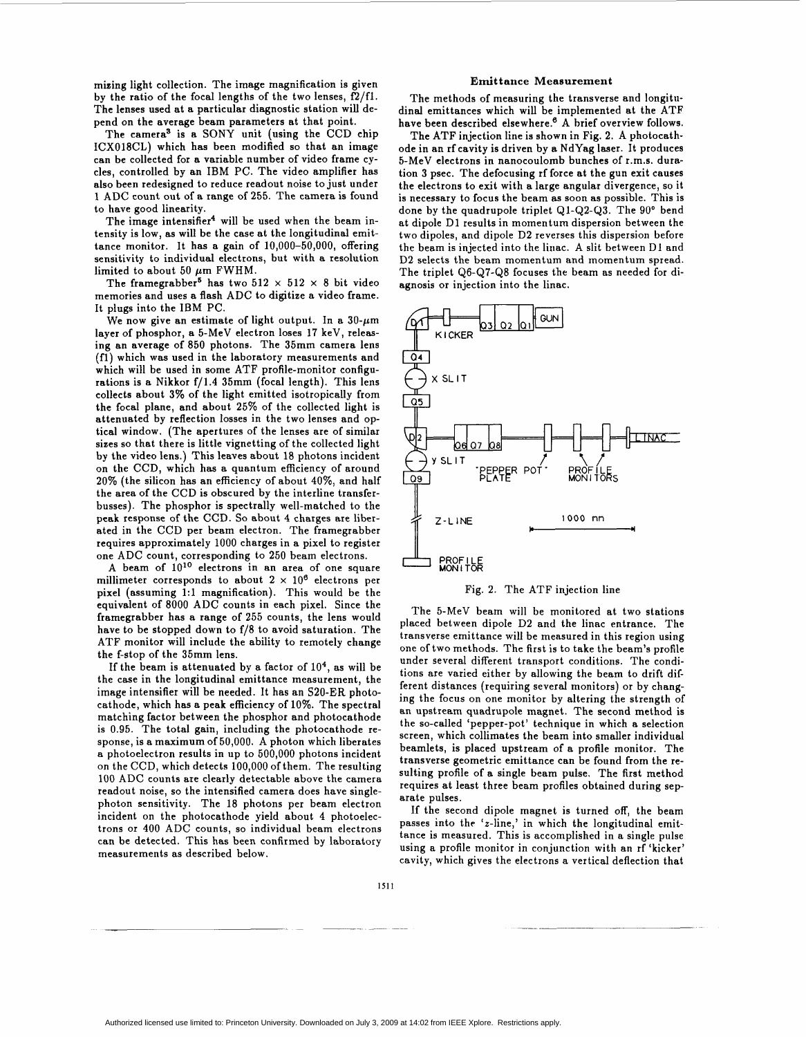mizing light collection. The image magnification is given by the ratio of the focal lengths of the two lenses, f2/f1. The lenses used at a particular diagnostic station will depend on the average beam parameters at that point.

The camera[3] is a SONY unit (using the CCD chip ICX018CL) which has been modified so that an image can be collected for a variable number of video frame cycles, controlled by an IBM PC. The video amplifier has also been redesigned to reduce readout noise to just under 1 ADC count out of a range of 255. The camera is found to have good linearity.

The image intensifier[4] will be used when the beam intensity is low, as will be the case at the longitudinal emittance monitor. It has a gain of 10,000–50,000, offering sensitivity to individual electrons, but with a resolution limited to about 50 $\mu$m FWHM.

The framegrabber[5] has two 512 × 512 × 8 bit video memories and uses a flash ADC to digitize a video frame. It plugs into the IBM PC.

We now give an estimate of light output. In a 30-$\mu$m layer of phosphor, a 5-MeV electron loses 17 keV, releasing an average of 850 photons. The 35mm camera lens (f1) which was used in the laboratory measurements and which will be used in some ATF profile-monitor configurations is a Nikkor f/1.4 35mm (focal length). This lens collects about 3% of the light emitted isotropically from the focal plane, and about 25% of the collected light is attenuated by reflection losses in the two lenses and optical window. (The apertures of the lenses are of similar sizes so that there is little vignetting of the collected light by the video lens.) This leaves about 18 photons incident on the CCD, which has a quantum efficiency of around 20% (the silicon has an efficiency of about 40%, and half the area of the CCD is obscured by the interline transfer-busses). The phosphor is spectrally well-matched to the peak response of the CCD. So about 4 charges are liberated in the CCD per beam electron. The framegrabber requires approximately 1000 charges in a pixel to register one ADC count, corresponding to 250 beam electrons.

A beam of $10^{10}$ electrons in an area of one square millimeter corresponds to about $2 \times 10^{6}$ electrons per pixel (assuming 1:1 magnification). This would be the equivalent of 8000 ADC counts in each pixel. Since the framegrabber has a range of 255 counts, the lens would have to be stopped down to f/8 to avoid saturation. The ATF monitor will include the ability to remotely change the f-stop of the 35mm lens.

If the beam is attenuated by a factor of $10^{4}$, as will be the case in the longitudinal emittance measurement, the image intensifier will be needed. It has an S20-ER photocathode, which has a peak efficiency of 10%. The spectral matching factor between the phosphor and photocathode is 0.95. The total gain, including the photocathode response, is a maximum of 50,000. A photon which liberates a photoelectron results in up to 500,000 photons incident on the CCD, which detects 100,000 of them. The resulting 100 ADC counts are clearly detectable above the camera readout noise, so the intensified camera does have single-photon sensitivity. The 18 photons per beam electron incident on the photocathode yield about 4 photoelectrons or 400 ADC counts, so individual beam electrons can be detected. This has been confirmed by laboratory measurements as described below.

## Emittance Measurement

The methods of measuring the transverse and longitudinal emittances which will be implemented at the ATF have been described elsewhere.[6] A brief overview follows.

The ATF injection line is shown in Fig. 2. A photocathode in an rf cavity is driven by a NdYag laser. It produces 5-MeV electrons in nanocoulomb bunches of r.m.s. duration 3 psec. The defocusing rf force at the gun exit causes the electrons to exit with a large angular divergence, so it is necessary to focus the beam as soon as possible. This is done by the quadrupole triplet Q1-Q2-Q3. The 90° bend at dipole D1 results in momentum dispersion between the two dipoles, and dipole D2 reverses this dispersion before the beam is injected into the linac. A slit between D1 and D2 selects the beam momentum and momentum spread. The triplet Q6-Q7-Q8 focuses the beam as needed for diagnosis or injection into the linac.

Fig. 2. The ATF injection line

The 5-MeV beam will be monitored at two stations placed between dipole D2 and the linac entrance. The transverse emittance will be measured in this region using one of two methods. The first is to take the beam's profile under several different transport conditions. The conditions are varied either by allowing the beam to drift different distances (requiring several monitors) or by changing the focus on one monitor by altering the strength of an upstream quadrupole magnet. The second method is the so-called 'pepper-pot' technique in which a selection screen, which collimates the beam into smaller individual beamlets, is placed upstream of a profile monitor. The transverse geometric emittance can be found from the resulting profile of a single beam pulse. The first method requires at least three beam profiles obtained during separate pulses.

If the second dipole magnet is turned off, the beam passes into the '$z$-line,' in which the longitudinal emittance is measured. This is accomplished in a single pulse using a profile monitor in conjunction with an rf 'kicker' cavity, which gives the electrons a vertical deflection that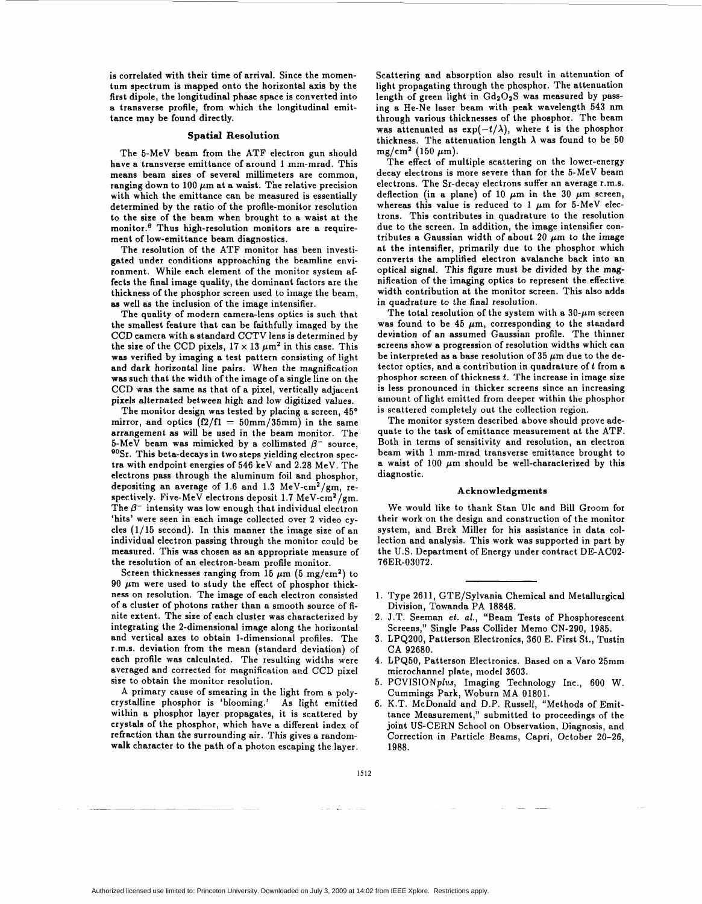is correlated with their time of arrival. Since the momentum spectrum is mapped onto the horizontal axis by the first dipole, the longitudinal phase space is converted into a transverse profile, from which the longitudinal emittance may be found directly.

## Spatial Resolution

The 5-MeV beam from the ATF electron gun should have a transverse emittance of around 1 mm-mrad. This means beam sizes of several millimeters are common, ranging down to 100 $\mu$m at a waist. The relative precision with which the emittance can be measured is essentially determined by the ratio of the profile-monitor resolution to the size of the beam when brought to a waist at the monitor.[6] Thus high-resolution monitors are a requirement of low-emittance beam diagnostics.

The resolution of the ATF monitor has been investigated under conditions approaching the beamline environment. While each element of the monitor system affects the final image quality, the dominant factors are the thickness of the phosphor screen used to image the beam, as well as the inclusion of the image intensifier.

The quality of modern camera-lens optics is such that the smallest feature that can be faithfully imaged by the CCD camera with a standard CCTV lens is determined by the size of the CCD pixels, $17 \times 13$ $\mu$m$^2$ in this case. This was verified by imaging a test pattern consisting of light and dark horizontal line pairs. When the magnification was such that the width of the image of a single line on the CCD was the same as that of a pixel, vertically adjacent pixels alternated between high and low digitized values.

The monitor design was tested by placing a screen, 45° mirror, and optics (f2/f1 = 50mm/35mm) in the same arrangement as will be used in the beam monitor. The 5-MeV beam was mimicked by a collimated $\beta^-$ source, $^{90}$Sr. This beta-decays in two steps yielding electron spectra with endpoint energies of 546 keV and 2.28 MeV. The electrons pass through the aluminum foil and phosphor, depositing an average of 1.6 and 1.3 MeV-cm$^2$/gm, respectively. Five-MeV electrons deposit 1.7 MeV-cm$^2$/gm. The $\beta^-$ intensity was low enough that individual electron 'hits' were seen in each image collected over 2 video cycles (1/15 second). In this manner the image size of an individual electron passing through the monitor could be measured. This was chosen as an appropriate measure of the resolution of an electron-beam profile monitor.

Screen thicknesses ranging from 15 $\mu$m (5 mg/cm$^2$) to 90 $\mu$m were used to study the effect of phosphor thickness on resolution. The image of each electron consisted of a cluster of photons rather than a smooth source of finite extent. The size of each cluster was characterized by integrating the 2-dimensional image along the horizontal and vertical axes to obtain 1-dimensional profiles. The r.m.s. deviation from the mean (standard deviation) of each profile was calculated. The resulting widths were averaged and corrected for magnification and CCD pixel size to obtain the monitor resolution.

A primary cause of smearing in the light from a polycrystalline phosphor is 'blooming.' As light emitted within a phosphor layer propagates, it is scattered by crystals of the phosphor, which have a different index of refraction than the surrounding air. This gives a random-walk character to the path of a photon escaping the layer.

Scattering and absorption also result in attenuation of light propagating through the phosphor. The attenuation length of green light in $Gd_2O_2S$ was measured by passing a He-Ne laser beam with peak wavelength 543 nm through various thicknesses of the phosphor. The beam was attenuated as $\exp(-t/\lambda)$, where $t$ is the phosphor thickness. The attenuation length $\lambda$ was found to be 50 mg/cm$^2$ (150 $\mu$m).

The effect of multiple scattering on the lower-energy decay electrons is more severe than for the 5-MeV beam electrons. The Sr-decay electrons suffer an average r.m.s. deflection (in a plane) of 10 $\mu$m in the 30 $\mu$m screen, whereas this value is reduced to 1 $\mu$m for 5-MeV electrons. This contributes in quadrature to the resolution due to the screen. In addition, the image intensifier contributes a Gaussian width of about 20 $\mu$m to the image at the intensifier, primarily due to the phosphor which converts the amplified electron avalanche back into an optical signal. This figure must be divided by the magnification of the imaging optics to represent the effective width contribution at the monitor screen. This also adds in quadrature to the final resolution.

The total resolution of the system with a 30-$\mu$m screen was found to be 45 $\mu$m, corresponding to the standard deviation of an assumed Gaussian profile. The thinner screens show a progression of resolution widths which can be interpreted as a base resolution of 35 $\mu$m due to the detector optics, and a contribution in quadrature of $t$ from a phosphor screen of thickness $t$. The increase in image size is less pronounced in thicker screens since an increasing amount of light emitted from deeper within the phosphor is scattered completely out the collection region.

The monitor system described above should prove adequate to the task of emittance measurement at the ATF. Both in terms of sensitivity and resolution, an electron beam with 1 mm-mrad transverse emittance brought to a waist of 100 $\mu$m should be well-characterized by this diagnostic.

## Acknowledgments

We would like to thank Stan Ulc and Bill Groom for their work on the design and construction of the monitor system, and Brek Miller for his assistance in data collection and analysis. This work was supported in part by the U.S. Department of Energy under contract DE-AC02-76ER-03072.

---

1. Type 2611, GTE/Sylvania Chemical and Metallurgical Division, Towanda PA 18848.
2. J.T. Seeman *et. al.*, "Beam Tests of Phosphorescent Screens," Single Pass Collider Memo CN-290, 1985.
3. LPQ200, Patterson Electronics, 360 E. First St., Tustin CA 92680.
4. LPQ50, Patterson Electronics. Based on a Varo 25mm microchannel plate, model 3603.
5. PCVISION*plus*, Imaging Technology Inc., 600 W. Cummings Park, Woburn MA 01801.
6. K.T. McDonald and D.P. Russell, "Methods of Emittance Measurement," submitted to proceedings of the joint US-CERN School on Observation, Diagnosis, and Correction in Particle Beams, Capri, October 20–26, 1988.